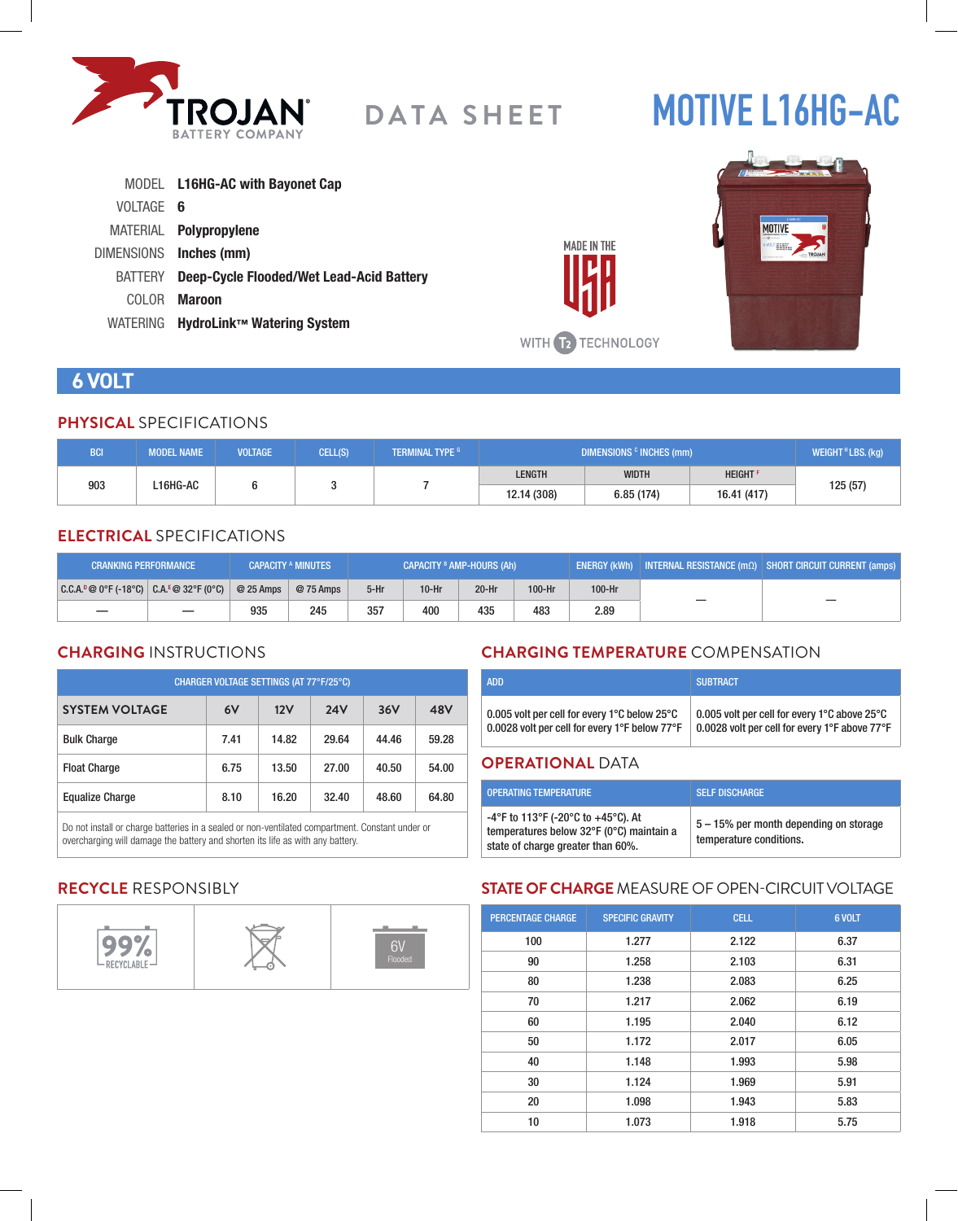TROJAN BATTERY COMPANY

DATA SHEET

# MOTIVE L16HG-AC

MODEL **L16HG-AC with Bayonet Cap**
VOLTAGE **6**
MATERIAL **Polypropylene**
DIMENSIONS **Inches (mm)**
BATTERY **Deep-Cycle Flooded/Wet Lead-Acid Battery**
COLOR **Maroon**
WATERING **HydroLink™ Watering System**

MADE IN THE USA

WITH T2 TECHNOLOGY

## 6 VOLT

### PHYSICAL SPECIFICATIONS

| BCI | MODEL NAME | VOLTAGE | CELL(S) | TERMINAL TYPE [G] | DIMENSIONS [C] INCHES (mm) | | | WEIGHT [H] LBS. (kg) |
|---|---|---|---|---|---|---|---|---|
| | | | | | LENGTH | WIDTH | HEIGHT [F] | |
| 903 | L16HG-AC | 6 | 3 | 7 | 12.14 (308) | 6.85 (174) | 16.41 (417) | 125 (57) |

### ELECTRICAL SPECIFICATIONS

| CRANKING PERFORMANCE | | CAPACITY [A] MINUTES | | CAPACITY [B] AMP-HOURS (Ah) | | | | ENERGY (kWh) | INTERNAL RESISTANCE (mΩ) | SHORT CIRCUIT CURRENT (amps) |
|---|---|---|---|---|---|---|---|---|---|---|
| C.C.A.[D] @ 0°F (-18°C) | C.A.[E] @ 32°F (0°C) | @ 25 Amps | @ 75 Amps | 5-Hr | 10-Hr | 20-Hr | 100-Hr | 100-Hr | | |
| — | — | 935 | 245 | 357 | 400 | 435 | 483 | 2.89 | — | — |

### CHARGING INSTRUCTIONS

| CHARGER VOLTAGE SETTINGS (AT 77°F/25°C) | | | | | |
|---|---|---|---|---|---|
| **SYSTEM VOLTAGE** | **6V** | **12V** | **24V** | **36V** | **48V** |
| Bulk Charge | 7.41 | 14.82 | 29.64 | 44.46 | 59.28 |
| Float Charge | 6.75 | 13.50 | 27.00 | 40.50 | 54.00 |
| Equalize Charge | 8.10 | 16.20 | 32.40 | 48.60 | 64.80 |

Do not install or charge batteries in a sealed or non-ventilated compartment. Constant under or overcharging will damage the battery and shorten its life as with any battery.

### CHARGING TEMPERATURE COMPENSATION

| ADD | SUBTRACT |
|---|---|
| 0.005 volt per cell for every 1°C below 25°C<br>0.0028 volt per cell for every 1°F below 77°F | 0.005 volt per cell for every 1°C above 25°C<br>0.0028 volt per cell for every 1°F above 77°F |

### OPERATIONAL DATA

| OPERATING TEMPERATURE | SELF DISCHARGE |
|---|---|
| -4°F to 113°F (-20°C to +45°C). At temperatures below 32°F (0°C) maintain a state of charge greater than 60%. | 5 – 15% per month depending on storage temperature conditions. |

### RECYCLE RESPONSIBLY

99% RECYCLABLE | 6V Flooded

### STATE OF CHARGE MEASURE OF OPEN-CIRCUIT VOLTAGE

| PERCENTAGE CHARGE | SPECIFIC GRAVITY | CELL | 6 VOLT |
|---|---|---|---|
| 100 | 1.277 | 2.122 | 6.37 |
| 90 | 1.258 | 2.103 | 6.31 |
| 80 | 1.238 | 2.083 | 6.25 |
| 70 | 1.217 | 2.062 | 6.19 |
| 60 | 1.195 | 2.040 | 6.12 |
| 50 | 1.172 | 2.017 | 6.05 |
| 40 | 1.148 | 1.993 | 5.98 |
| 30 | 1.124 | 1.969 | 5.91 |
| 20 | 1.098 | 1.943 | 5.83 |
| 10 | 1.073 | 1.918 | 5.75 |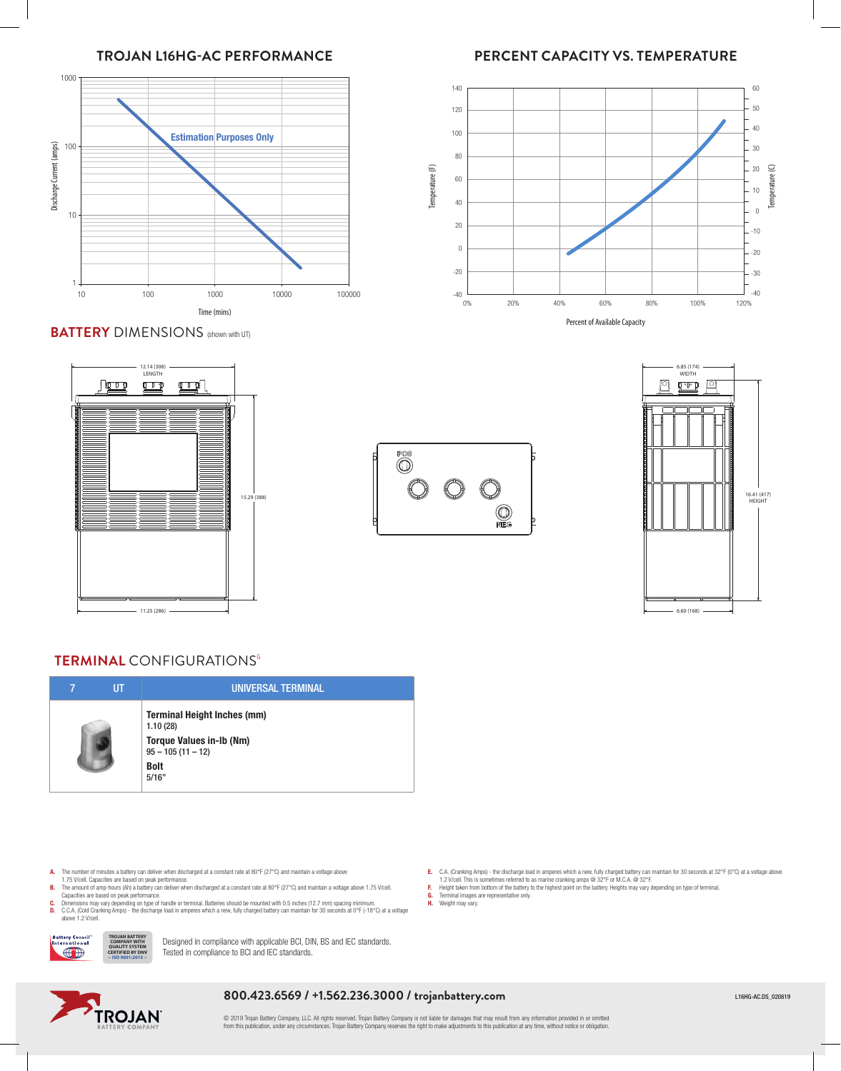## TROJAN L16HG-AC PERFORMANCE

1000

100

10

1

Discharge Current (amps)

Estimation Purposes Only

10 100 1000 10000 100000

Time (mins)

## PERCENT CAPACITY VS. TEMPERATURE

140 120 100 80 60 40 20 0 -20 -40

Temperature (F)

60 50 40 30 20 10 0 -10 -20 -30 -40

Temperature (C)

0% 20% 40% 60% 80% 100% 120%

Percent of Available Capacity

## BATTERY DIMENSIONS (shown with UT)

12.14 (308) LENGTH

15.29 (388)

11.25 (286)

POS

NEG

6.85 (174) WIDTH

16.41 (417) HEIGHT

6.60 (168)

## TERMINAL CONFIGURATIONS[G]

| 7 | UT | UNIVERSAL TERMINAL |
|---|---|---|
| | | **Terminal Height Inches (mm)**<br>1.10 (28)<br>**Torque Values in-lb (Nm)**<br>95 – 105 (11 – 12)<br>**Bolt**<br>5/16" |

**A.** The number of minutes a battery can deliver when discharged at a constant rate at 80°F (27°C) and maintain a voltage above 1.75 V/cell. Capacities are based on peak performance.

**B.** The amount of amp-hours (AH) a battery can deliver when discharged at a constant rate at 80°F (27°C) and maintain a voltage above 1.75 V/cell. Capacities are based on peak performance.

**C.** Dimensions may vary depending on type of handle or terminal. Batteries should be mounted with 0.5 inches (12.7 mm) spacing minimum.

**D.** C.C.A. (Cold Cranking Amps) - the discharge load in amperes which a new, fully charged battery can maintain for 30 seconds at 0°F (-18°C) at a voltage above 1.2 V/cell.

**E.** C.A. (Cranking Amps) - the discharge load in amperes which a new, fully charged battery can maintain for 30 seconds at 32°F (0°C) at a voltage above 1.2 V/cell. This is sometimes referred to as marine cranking amps @ 32°F or M.C.A. @ 32°F.

**F.** Height taken from bottom of the battery to the highest point on the battery. Heights may vary depending on type of terminal.

**G.** Terminal images are representative only.

**H.** Weight may vary.

Battery Council International

TROJAN BATTERY COMPANY WITH QUALITY SYSTEM CERTIFIED BY DNV = ISO 9001:2015 =

Designed in compliance with applicable BCI, DIN, BS and IEC standards.
Tested in compliance to BCI and IEC standards.

TROJAN BATTERY COMPANY

**800.423.6569 / +1.562.236.3000 / trojanbattery.com**

L16HG-AC.DS_020819

© 2019 Trojan Battery Company, LLC. All rights reserved. Trojan Battery Company is not liable for damages that may result from any information provided in or omitted from this publication, under any circumstances. Trojan Battery Company reserves the right to make adjustments to this publication at any time, without notice or obligation.